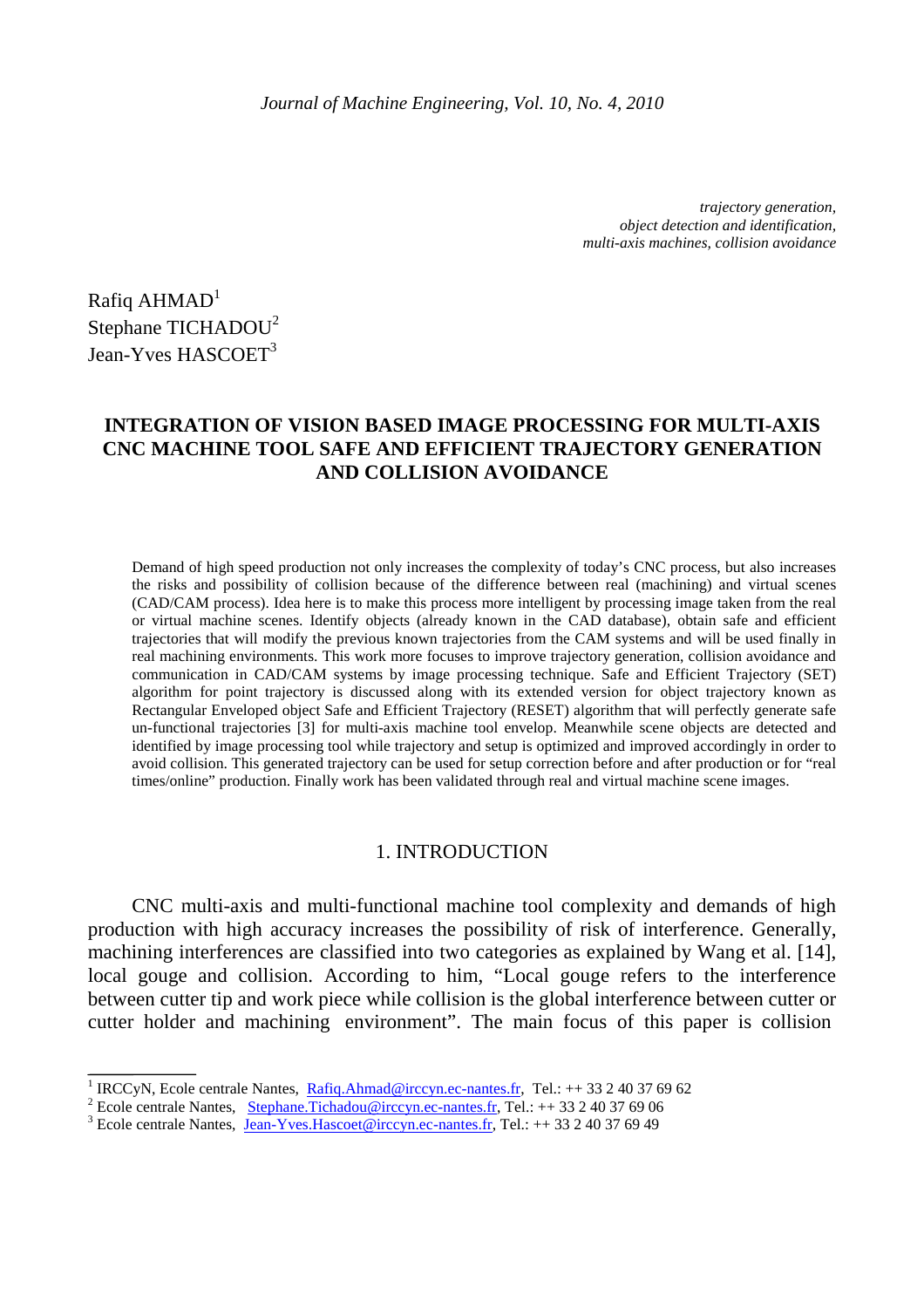*trajectory generation,*
*object detection and identification,*
*multi-axis machines, collision avoidance*

Rafiq AHMAD[1]
Stephane TICHADOU[2]
Jean-Yves HASCOET[3]

# INTEGRATION OF VISION BASED IMAGE PROCESSING FOR MULTI-AXIS CNC MACHINE TOOL SAFE AND EFFICIENT TRAJECTORY GENERATION AND COLLISION AVOIDANCE

Demand of high speed production not only increases the complexity of today's CNC process, but also increases the risks and possibility of collision because of the difference between real (machining) and virtual scenes (CAD/CAM process). Idea here is to make this process more intelligent by processing image taken from the real or virtual machine scenes. Identify objects (already known in the CAD database), obtain safe and efficient trajectories that will modify the previous known trajectories from the CAM systems and will be used finally in real machining environments. This work more focuses to improve trajectory generation, collision avoidance and communication in CAD/CAM systems by image processing technique. Safe and Efficient Trajectory (SET) algorithm for point trajectory is discussed along with its extended version for object trajectory known as Rectangular Enveloped object Safe and Efficient Trajectory (RESET) algorithm that will perfectly generate safe un-functional trajectories [3] for multi-axis machine tool envelop. Meanwhile scene objects are detected and identified by image processing tool while trajectory and setup is optimized and improved accordingly in order to avoid collision. This generated trajectory can be used for setup correction before and after production or for "real times/online" production. Finally work has been validated through real and virtual machine scene images.

## 1. INTRODUCTION

CNC multi-axis and multi-functional machine tool complexity and demands of high production with high accuracy increases the possibility of risk of interference. Generally, machining interferences are classified into two categories as explained by Wang et al. [14], local gouge and collision. According to him, "Local gouge refers to the interference between cutter tip and work piece while collision is the global interference between cutter or cutter holder and machining environment". The main focus of this paper is collision

---

[1] IRCCyN, Ecole centrale Nantes, Rafiq.Ahmad@irccyn.ec-nantes.fr, Tel.: ++ 33 2 40 37 69 62
[2] Ecole centrale Nantes, Stephane.Tichadou@irccyn.ec-nantes.fr, Tel.: ++ 33 2 40 37 69 06
[3] Ecole centrale Nantes, Jean-Yves.Hascoet@irccyn.ec-nantes.fr, Tel.: ++ 33 2 40 37 69 49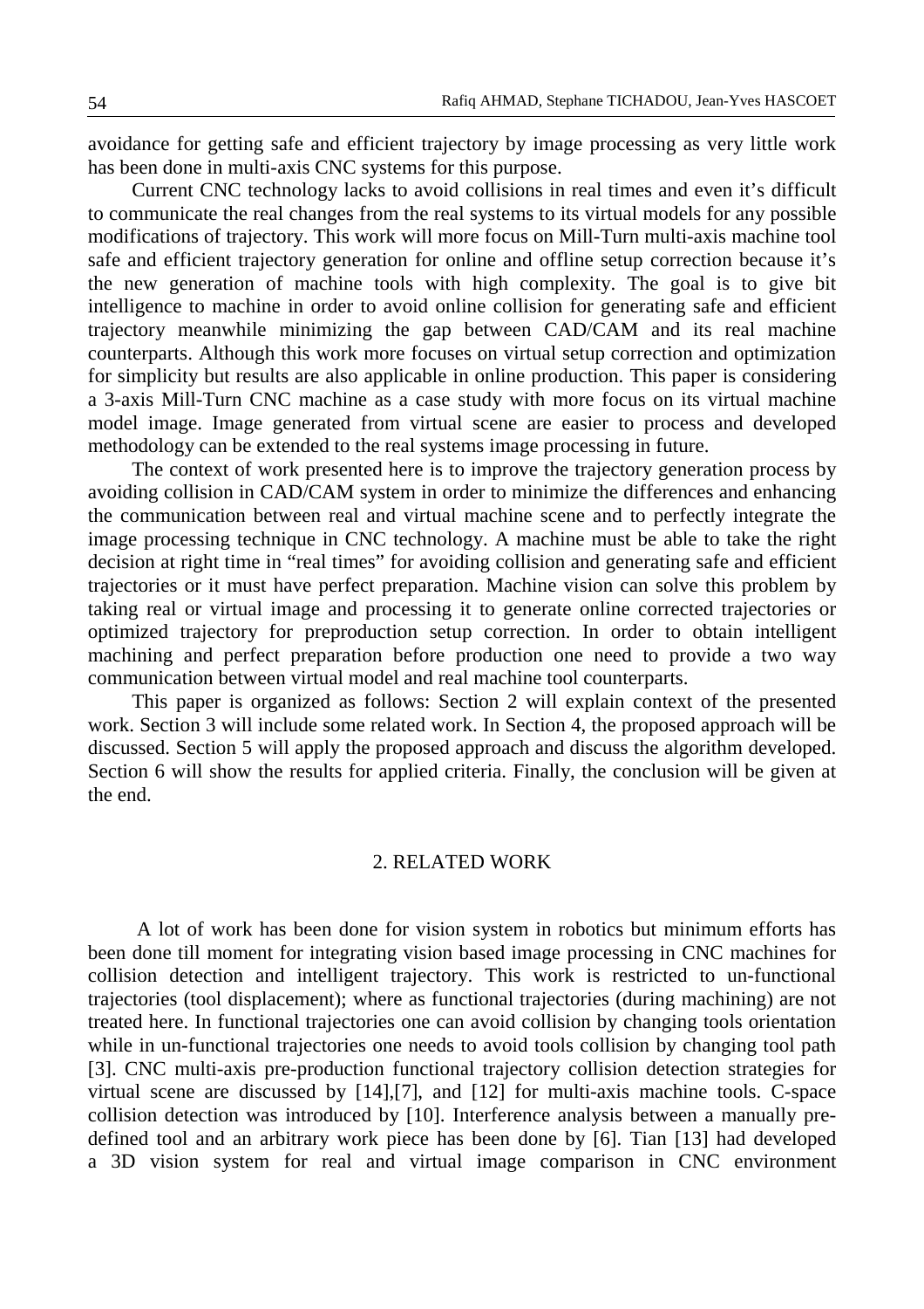avoidance for getting safe and efficient trajectory by image processing as very little work has been done in multi-axis CNC systems for this purpose.

Current CNC technology lacks to avoid collisions in real times and even it's difficult to communicate the real changes from the real systems to its virtual models for any possible modifications of trajectory. This work will more focus on Mill-Turn multi-axis machine tool safe and efficient trajectory generation for online and offline setup correction because it's the new generation of machine tools with high complexity. The goal is to give bit intelligence to machine in order to avoid online collision for generating safe and efficient trajectory meanwhile minimizing the gap between CAD/CAM and its real machine counterparts. Although this work more focuses on virtual setup correction and optimization for simplicity but results are also applicable in online production. This paper is considering a 3-axis Mill-Turn CNC machine as a case study with more focus on its virtual machine model image. Image generated from virtual scene are easier to process and developed methodology can be extended to the real systems image processing in future.

The context of work presented here is to improve the trajectory generation process by avoiding collision in CAD/CAM system in order to minimize the differences and enhancing the communication between real and virtual machine scene and to perfectly integrate the image processing technique in CNC technology. A machine must be able to take the right decision at right time in "real times" for avoiding collision and generating safe and efficient trajectories or it must have perfect preparation. Machine vision can solve this problem by taking real or virtual image and processing it to generate online corrected trajectories or optimized trajectory for preproduction setup correction. In order to obtain intelligent machining and perfect preparation before production one need to provide a two way communication between virtual model and real machine tool counterparts.

This paper is organized as follows: Section 2 will explain context of the presented work. Section 3 will include some related work. In Section 4, the proposed approach will be discussed. Section 5 will apply the proposed approach and discuss the algorithm developed. Section 6 will show the results for applied criteria. Finally, the conclusion will be given at the end.

## 2. RELATED WORK

A lot of work has been done for vision system in robotics but minimum efforts has been done till moment for integrating vision based image processing in CNC machines for collision detection and intelligent trajectory. This work is restricted to un-functional trajectories (tool displacement); where as functional trajectories (during machining) are not treated here. In functional trajectories one can avoid collision by changing tools orientation while in un-functional trajectories one needs to avoid tools collision by changing tool path [3]. CNC multi-axis pre-production functional trajectory collision detection strategies for virtual scene are discussed by [14],[7], and [12] for multi-axis machine tools. C-space collision detection was introduced by [10]. Interference analysis between a manually pre-defined tool and an arbitrary work piece has been done by [6]. Tian [13] had developed a 3D vision system for real and virtual image comparison in CNC environment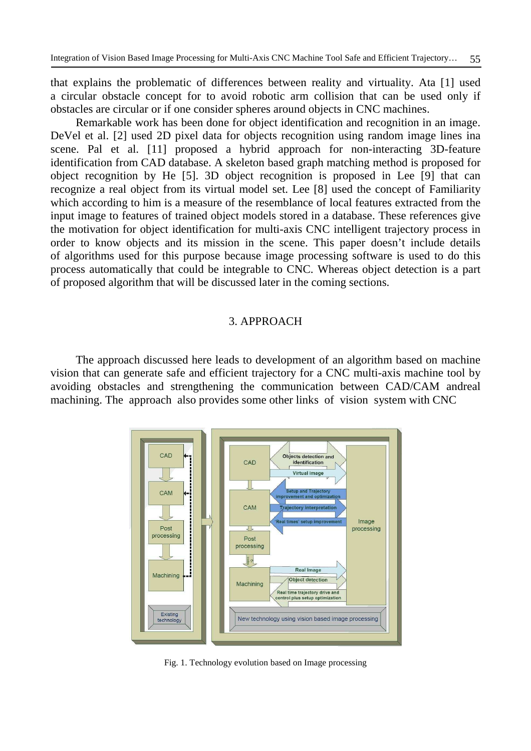that explains the problematic of differences between reality and virtuality. Ata [1] used a circular obstacle concept for to avoid robotic arm collision that can be used only if obstacles are circular or if one consider spheres around objects in CNC machines.

Remarkable work has been done for object identification and recognition in an image. DeVel et al. [2] used 2D pixel data for objects recognition using random image lines ina scene. Pal et al. [11] proposed a hybrid approach for non-interacting 3D-feature identification from CAD database. A skeleton based graph matching method is proposed for object recognition by He [5]. 3D object recognition is proposed in Lee [9] that can recognize a real object from its virtual model set. Lee [8] used the concept of Familiarity which according to him is a measure of the resemblance of local features extracted from the input image to features of trained object models stored in a database. These references give the motivation for object identification for multi-axis CNC intelligent trajectory process in order to know objects and its mission in the scene. This paper doesn't include details of algorithms used for this purpose because image processing software is used to do this process automatically that could be integrable to CNC. Whereas object detection is a part of proposed algorithm that will be discussed later in the coming sections.

## 3. APPROACH

The approach discussed here leads to development of an algorithm based on machine vision that can generate safe and efficient trajectory for a CNC multi-axis machine tool by avoiding obstacles and strengthening the communication between CAD/CAM andreal machining. The approach also provides some other links of vision system with CNC

Fig. 1. Technology evolution based on Image processing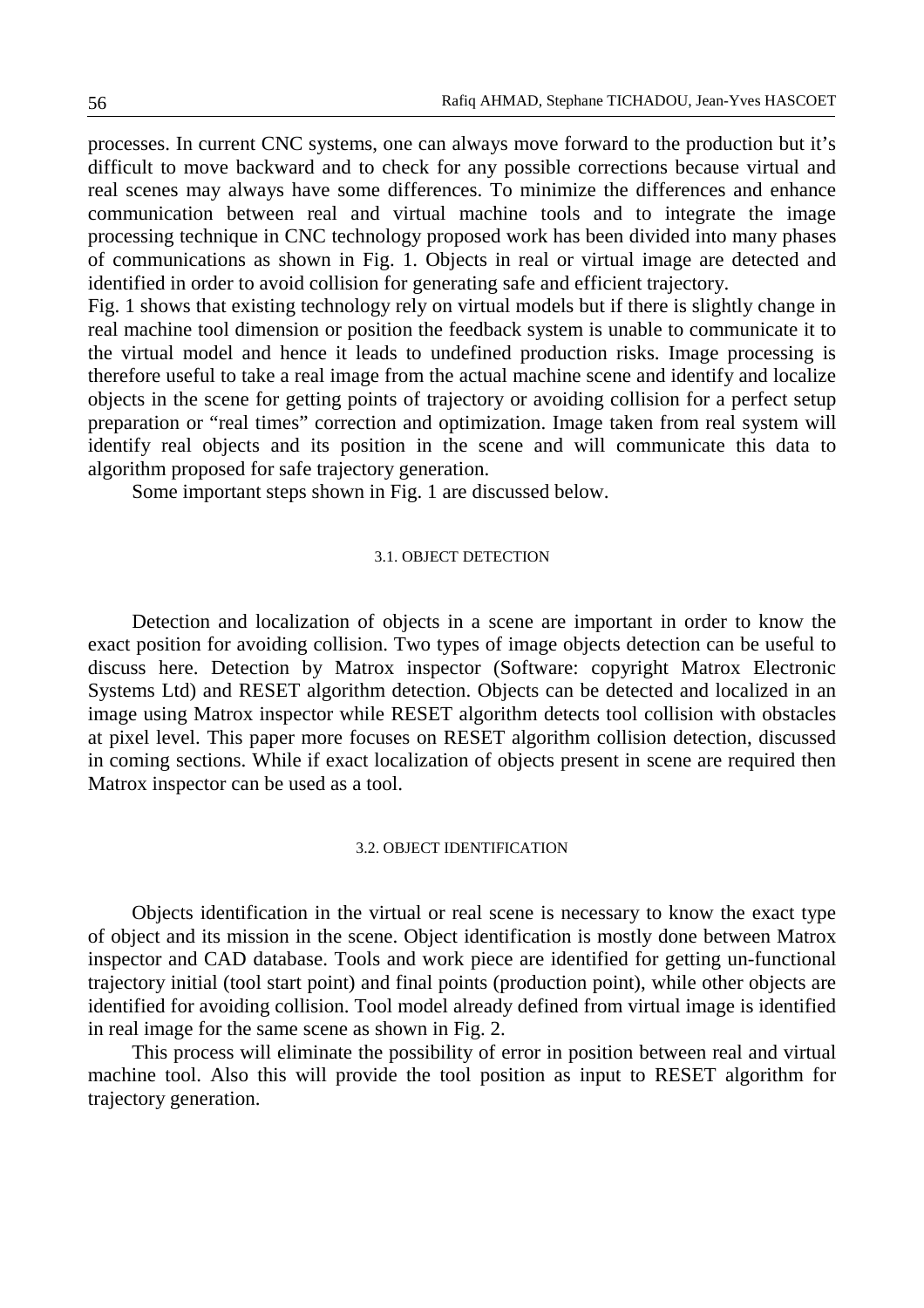processes. In current CNC systems, one can always move forward to the production but it's difficult to move backward and to check for any possible corrections because virtual and real scenes may always have some differences. To minimize the differences and enhance communication between real and virtual machine tools and to integrate the image processing technique in CNC technology proposed work has been divided into many phases of communications as shown in Fig. 1. Objects in real or virtual image are detected and identified in order to avoid collision for generating safe and efficient trajectory.

Fig. 1 shows that existing technology rely on virtual models but if there is slightly change in real machine tool dimension or position the feedback system is unable to communicate it to the virtual model and hence it leads to undefined production risks. Image processing is therefore useful to take a real image from the actual machine scene and identify and localize objects in the scene for getting points of trajectory or avoiding collision for a perfect setup preparation or "real times" correction and optimization. Image taken from real system will identify real objects and its position in the scene and will communicate this data to algorithm proposed for safe trajectory generation.

Some important steps shown in Fig. 1 are discussed below.

### 3.1. OBJECT DETECTION

Detection and localization of objects in a scene are important in order to know the exact position for avoiding collision. Two types of image objects detection can be useful to discuss here. Detection by Matrox inspector (Software: copyright Matrox Electronic Systems Ltd) and RESET algorithm detection. Objects can be detected and localized in an image using Matrox inspector while RESET algorithm detects tool collision with obstacles at pixel level. This paper more focuses on RESET algorithm collision detection, discussed in coming sections. While if exact localization of objects present in scene are required then Matrox inspector can be used as a tool.

### 3.2. OBJECT IDENTIFICATION

Objects identification in the virtual or real scene is necessary to know the exact type of object and its mission in the scene. Object identification is mostly done between Matrox inspector and CAD database. Tools and work piece are identified for getting un-functional trajectory initial (tool start point) and final points (production point), while other objects are identified for avoiding collision. Tool model already defined from virtual image is identified in real image for the same scene as shown in Fig. 2.

This process will eliminate the possibility of error in position between real and virtual machine tool. Also this will provide the tool position as input to RESET algorithm for trajectory generation.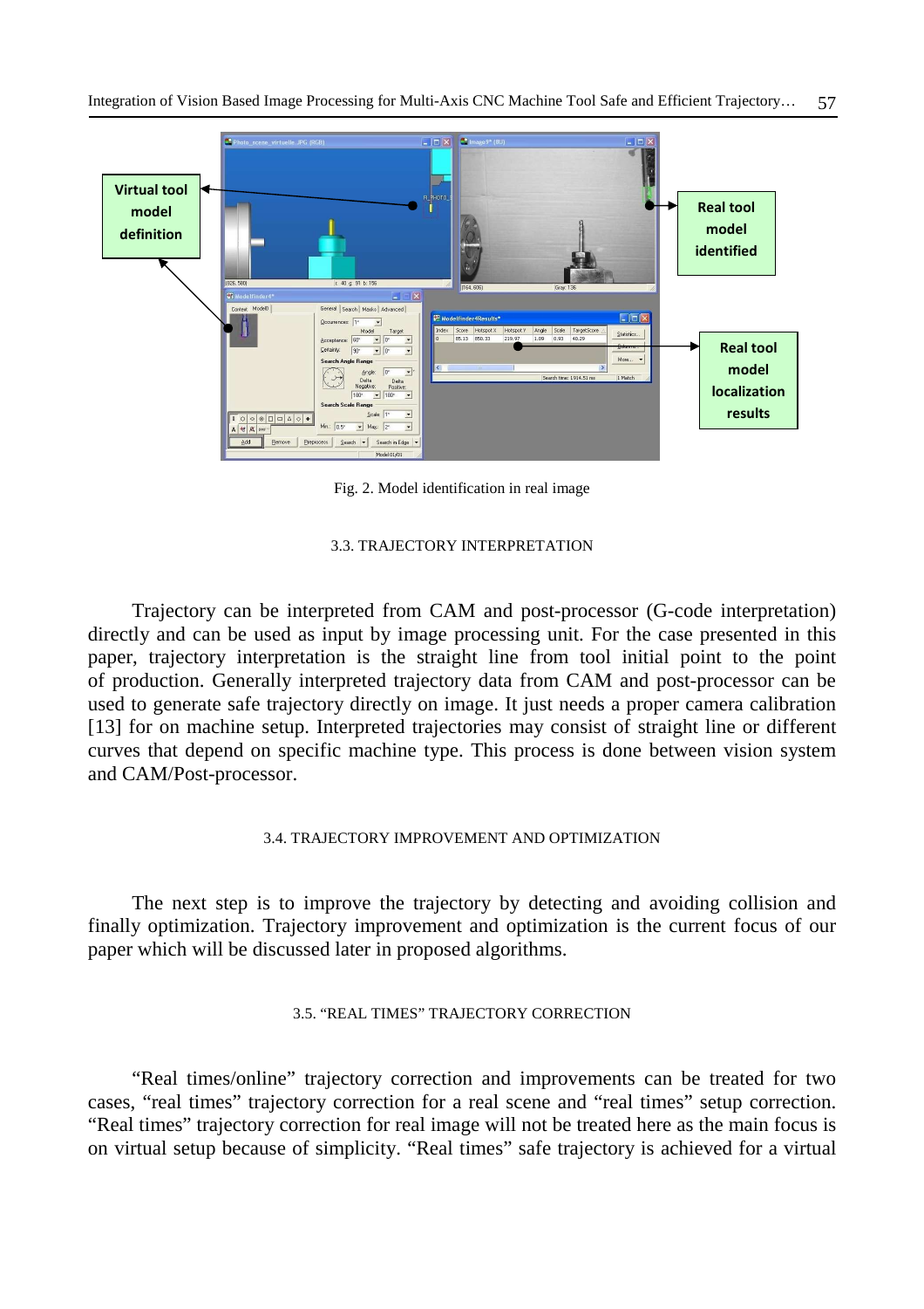Fig. 2. Model identification in real image

### 3.3. TRAJECTORY INTERPRETATION

Trajectory can be interpreted from CAM and post-processor (G-code interpretation) directly and can be used as input by image processing unit. For the case presented in this paper, trajectory interpretation is the straight line from tool initial point to the point of production. Generally interpreted trajectory data from CAM and post-processor can be used to generate safe trajectory directly on image. It just needs a proper camera calibration [13] for on machine setup. Interpreted trajectories may consist of straight line or different curves that depend on specific machine type. This process is done between vision system and CAM/Post-processor.

### 3.4. TRAJECTORY IMPROVEMENT AND OPTIMIZATION

The next step is to improve the trajectory by detecting and avoiding collision and finally optimization. Trajectory improvement and optimization is the current focus of our paper which will be discussed later in proposed algorithms.

### 3.5. "REAL TIMES" TRAJECTORY CORRECTION

"Real times/online" trajectory correction and improvements can be treated for two cases, "real times" trajectory correction for a real scene and "real times" setup correction. "Real times" trajectory correction for real image will not be treated here as the main focus is on virtual setup because of simplicity. "Real times" safe trajectory is achieved for a virtual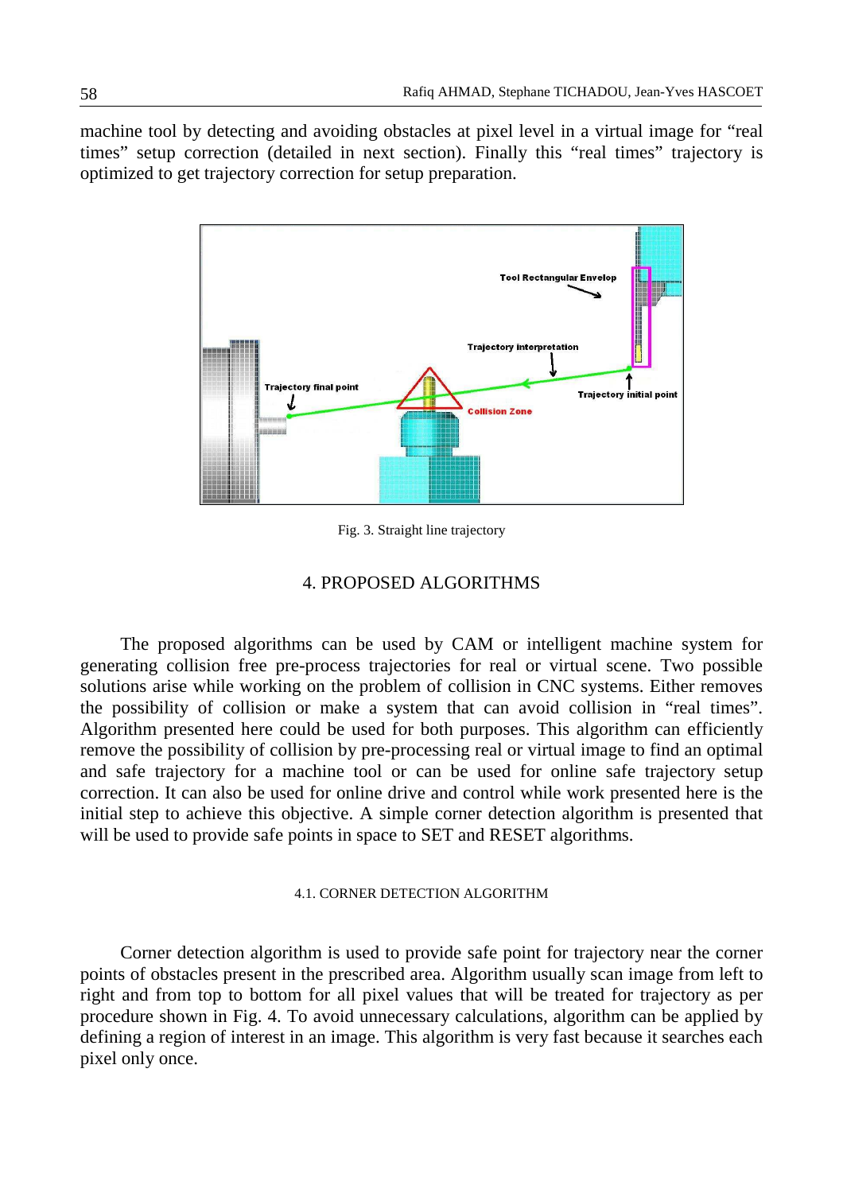machine tool by detecting and avoiding obstacles at pixel level in a virtual image for "real times" setup correction (detailed in next section). Finally this "real times" trajectory is optimized to get trajectory correction for setup preparation.

Fig. 3. Straight line trajectory

## 4. PROPOSED ALGORITHMS

The proposed algorithms can be used by CAM or intelligent machine system for generating collision free pre-process trajectories for real or virtual scene. Two possible solutions arise while working on the problem of collision in CNC systems. Either removes the possibility of collision or make a system that can avoid collision in "real times". Algorithm presented here could be used for both purposes. This algorithm can efficiently remove the possibility of collision by pre-processing real or virtual image to find an optimal and safe trajectory for a machine tool or can be used for online safe trajectory setup correction. It can also be used for online drive and control while work presented here is the initial step to achieve this objective. A simple corner detection algorithm is presented that will be used to provide safe points in space to SET and RESET algorithms.

### 4.1. CORNER DETECTION ALGORITHM

Corner detection algorithm is used to provide safe point for trajectory near the corner points of obstacles present in the prescribed area. Algorithm usually scan image from left to right and from top to bottom for all pixel values that will be treated for trajectory as per procedure shown in Fig. 4. To avoid unnecessary calculations, algorithm can be applied by defining a region of interest in an image. This algorithm is very fast because it searches each pixel only once.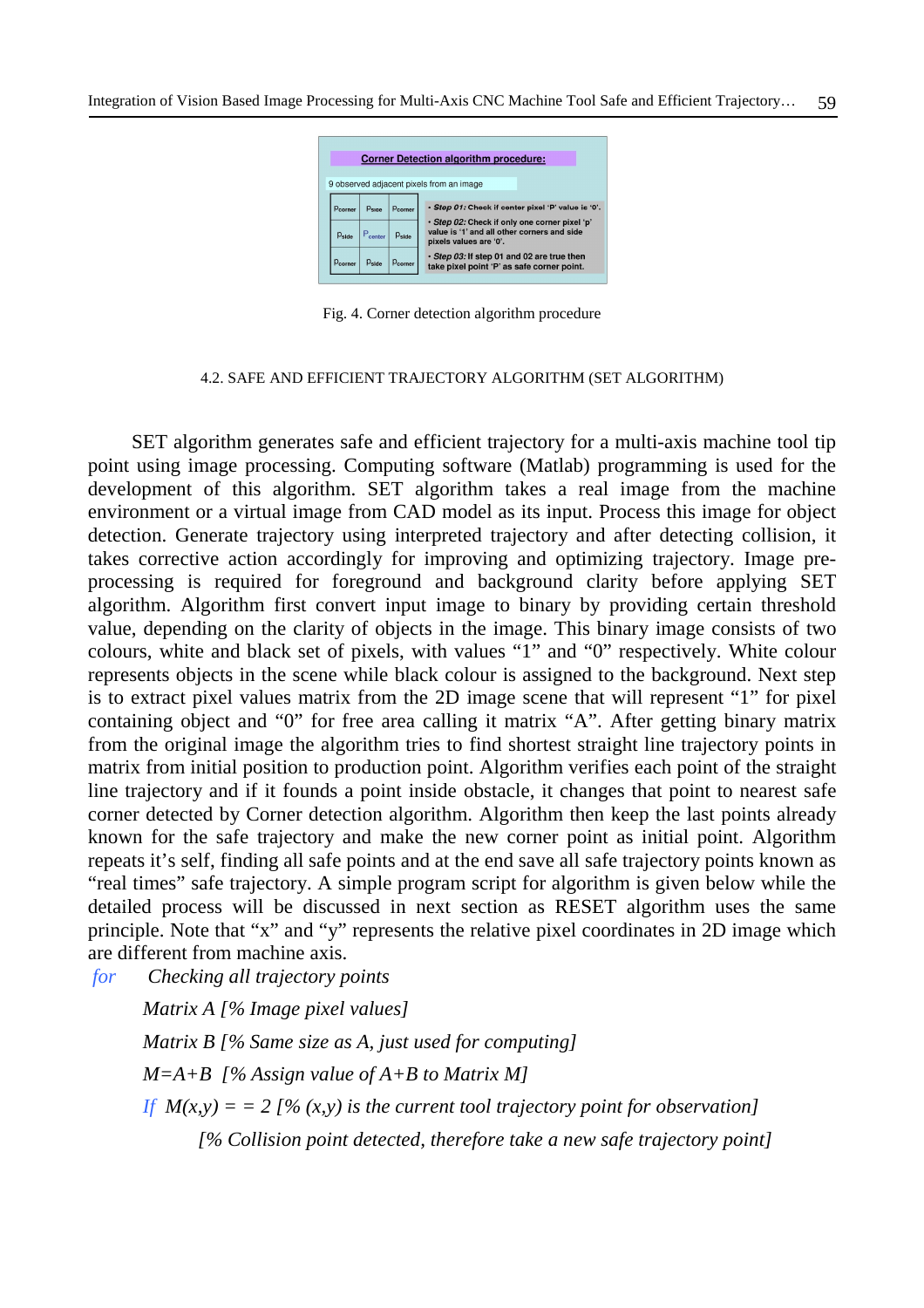| $P_{corner}$ | $P_{side}$ | $P_{corner}$ |
|---|---|---|
| $P_{side}$ | $P_{center}$ | $P_{side}$ |
| $P_{corner}$ | $P_{side}$ | $P_{corner}$ |

**Corner Detection algorithm procedure:**

9 observed adjacent pixels from an image

- ***Step 01:*** **Check if center pixel 'P' value is '0'.**
- ***Step 02:*** **Check if only one corner pixel 'p' value is '1' and all other corners and side pixels values are '0'.**
- ***Step 03:*** **If step 01 and 02 are true then take pixel point 'P' as safe corner point.**

Fig. 4. Corner detection algorithm procedure

### 4.2. SAFE AND EFFICIENT TRAJECTORY ALGORITHM (SET ALGORITHM)

SET algorithm generates safe and efficient trajectory for a multi-axis machine tool tip point using image processing. Computing software (Matlab) programming is used for the development of this algorithm. SET algorithm takes a real image from the machine environment or a virtual image from CAD model as its input. Process this image for object detection. Generate trajectory using interpreted trajectory and after detecting collision, it takes corrective action accordingly for improving and optimizing trajectory. Image pre-processing is required for foreground and background clarity before applying SET algorithm. Algorithm first convert input image to binary by providing certain threshold value, depending on the clarity of objects in the image. This binary image consists of two colours, white and black set of pixels, with values "1" and "0" respectively. White colour represents objects in the scene while black colour is assigned to the background. Next step is to extract pixel values matrix from the 2D image scene that will represent "1" for pixel containing object and "0" for free area calling it matrix "A". After getting binary matrix from the original image the algorithm tries to find shortest straight line trajectory points in matrix from initial position to production point. Algorithm verifies each point of the straight line trajectory and if it founds a point inside obstacle, it changes that point to nearest safe corner detected by Corner detection algorithm. Algorithm then keep the last points already known for the safe trajectory and make the new corner point as initial point. Algorithm repeats it's self, finding all safe points and at the end save all safe trajectory points known as "real times" safe trajectory. A simple program script for algorithm is given below while the detailed process will be discussed in next section as RESET algorithm uses the same principle. Note that "x" and "y" represents the relative pixel coordinates in 2D image which are different from machine axis.

```
for    Checking all trajectory points
       Matrix A [% Image pixel values]
       Matrix B [% Same size as A, just used for computing]
       M=A+B  [% Assign value of A+B to Matrix M]
       If  M(x,y) = = 2 [% (x,y) is the current tool trajectory point for observation]
              [% Collision point detected, therefore take a new safe trajectory point]
```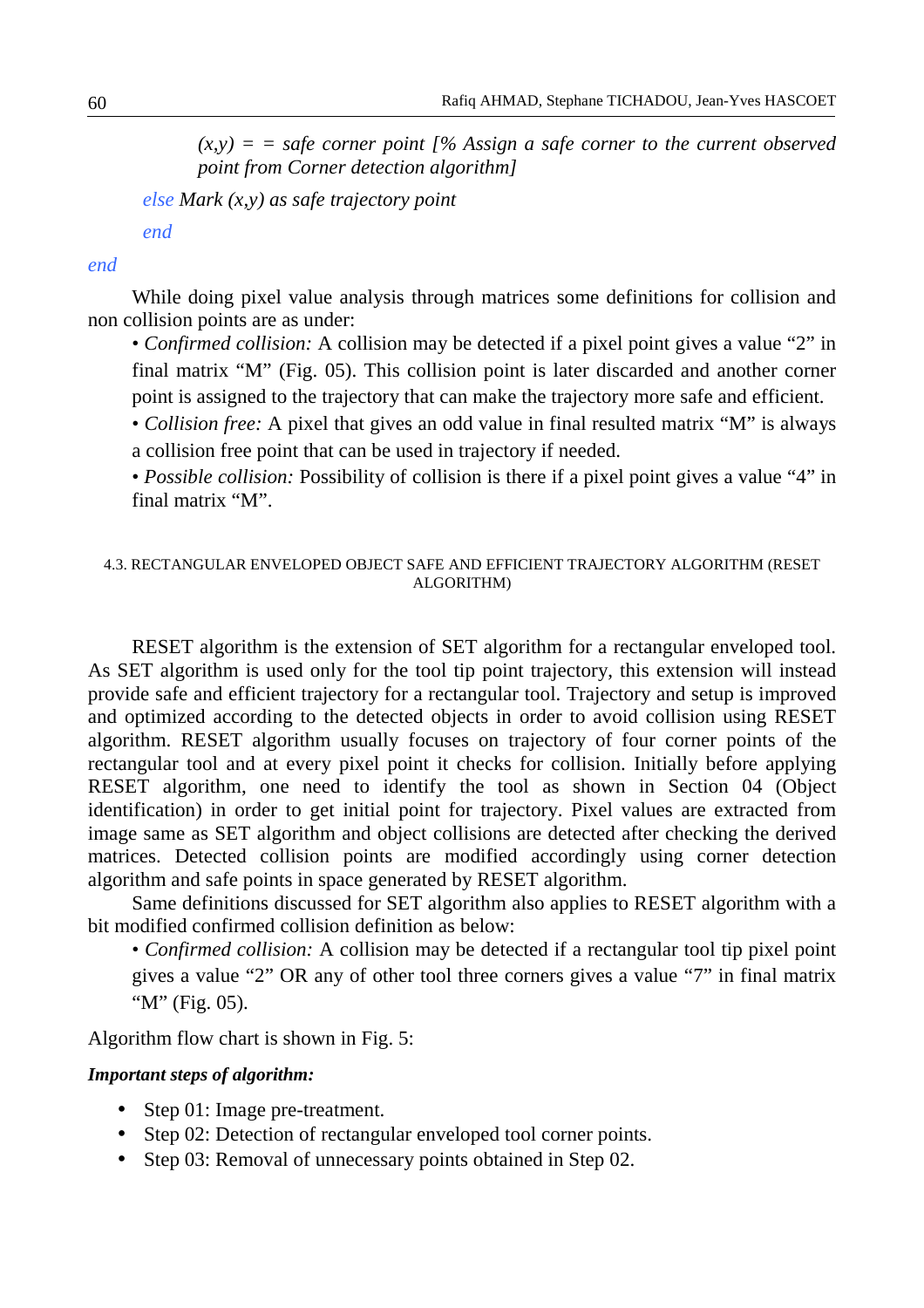*(x,y) = = safe corner point [% Assign a safe corner to the current observed point from Corner detection algorithm]*

*else Mark (x,y) as safe trajectory point*

*end*

*end*

While doing pixel value analysis through matrices some definitions for collision and non collision points are as under:

- *Confirmed collision:* A collision may be detected if a pixel point gives a value "2" in final matrix "M" (Fig. 05). This collision point is later discarded and another corner point is assigned to the trajectory that can make the trajectory more safe and efficient.
- *Collision free:* A pixel that gives an odd value in final resulted matrix "M" is always a collision free point that can be used in trajectory if needed.
- *Possible collision:* Possibility of collision is there if a pixel point gives a value "4" in final matrix "M".

### 4.3. RECTANGULAR ENVELOPED OBJECT SAFE AND EFFICIENT TRAJECTORY ALGORITHM (RESET ALGORITHM)

RESET algorithm is the extension of SET algorithm for a rectangular enveloped tool. As SET algorithm is used only for the tool tip point trajectory, this extension will instead provide safe and efficient trajectory for a rectangular tool. Trajectory and setup is improved and optimized according to the detected objects in order to avoid collision using RESET algorithm. RESET algorithm usually focuses on trajectory of four corner points of the rectangular tool and at every pixel point it checks for collision. Initially before applying RESET algorithm, one need to identify the tool as shown in Section 04 (Object identification) in order to get initial point for trajectory. Pixel values are extracted from image same as SET algorithm and object collisions are detected after checking the derived matrices. Detected collision points are modified accordingly using corner detection algorithm and safe points in space generated by RESET algorithm.

Same definitions discussed for SET algorithm also applies to RESET algorithm with a bit modified confirmed collision definition as below:

- *Confirmed collision:* A collision may be detected if a rectangular tool tip pixel point gives a value "2" OR any of other tool three corners gives a value "7" in final matrix "M" (Fig. 05).

Algorithm flow chart is shown in Fig. 5:

***Important steps of algorithm:***

- Step 01: Image pre-treatment.
- Step 02: Detection of rectangular enveloped tool corner points.
- Step 03: Removal of unnecessary points obtained in Step 02.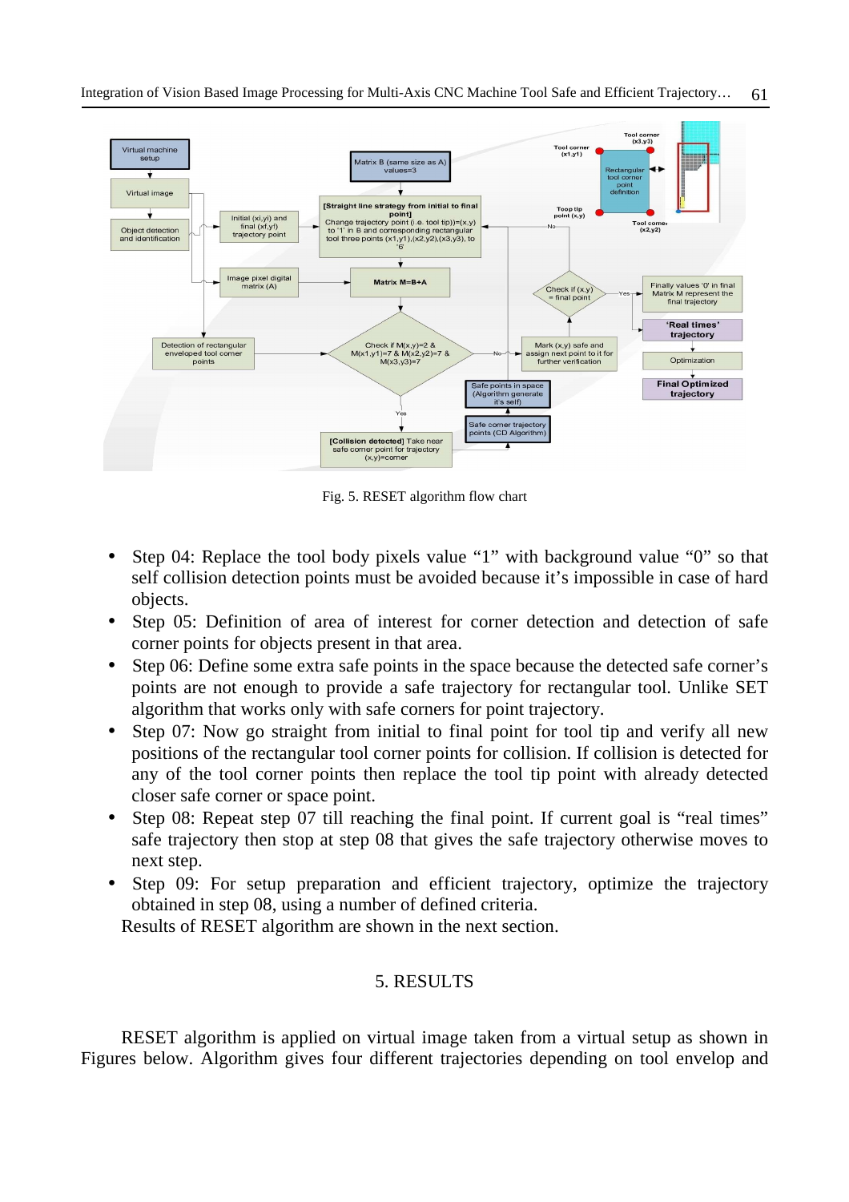Fig. 5. RESET algorithm flow chart

- Step 04: Replace the tool body pixels value “1” with background value “0” so that self collision detection points must be avoided because it’s impossible in case of hard objects.
- Step 05: Definition of area of interest for corner detection and detection of safe corner points for objects present in that area.
- Step 06: Define some extra safe points in the space because the detected safe corner’s points are not enough to provide a safe trajectory for rectangular tool. Unlike SET algorithm that works only with safe corners for point trajectory.
- Step 07: Now go straight from initial to final point for tool tip and verify all new positions of the rectangular tool corner points for collision. If collision is detected for any of the tool corner points then replace the tool tip point with already detected closer safe corner or space point.
- Step 08: Repeat step 07 till reaching the final point. If current goal is “real times” safe trajectory then stop at step 08 that gives the safe trajectory otherwise moves to next step.
- Step 09: For setup preparation and efficient trajectory, optimize the trajectory obtained in step 08, using a number of defined criteria.

Results of RESET algorithm are shown in the next section.

## 5. RESULTS

RESET algorithm is applied on virtual image taken from a virtual setup as shown in Figures below. Algorithm gives four different trajectories depending on tool envelop and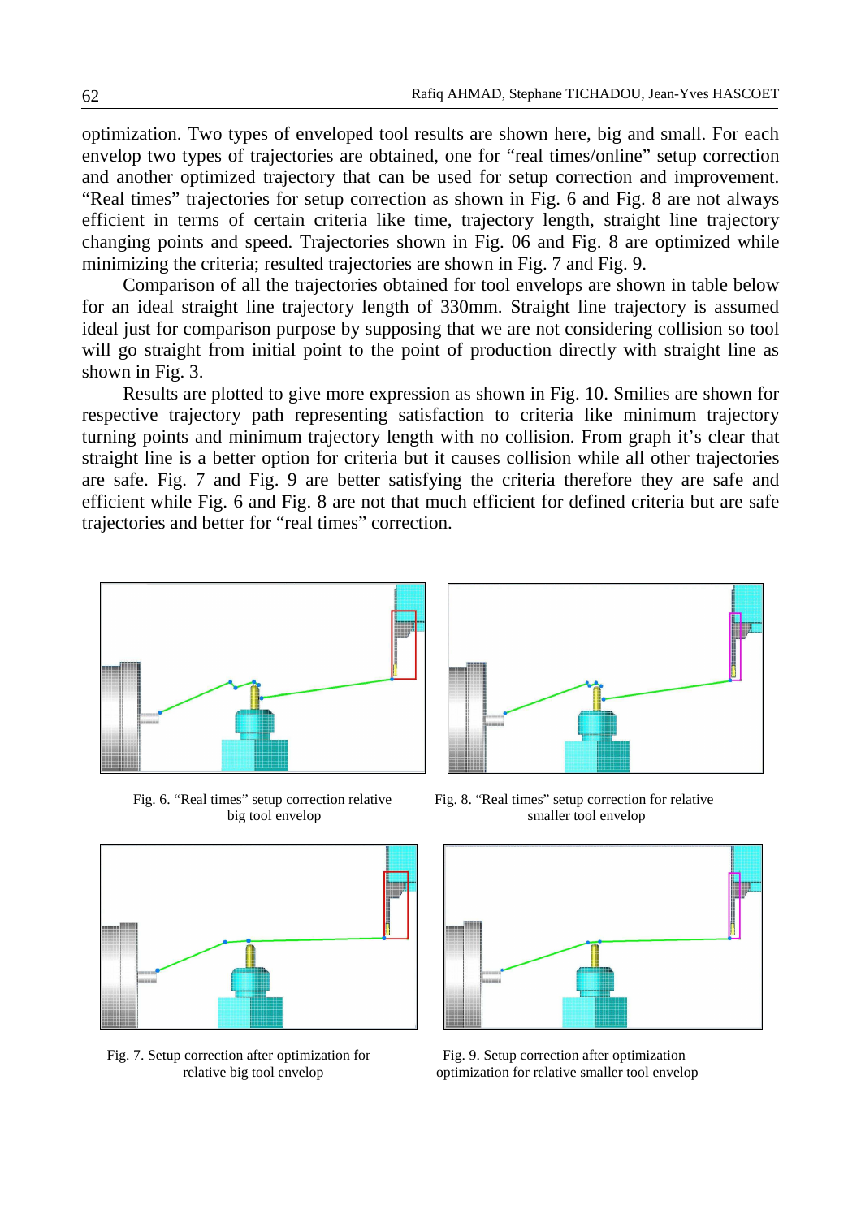optimization. Two types of enveloped tool results are shown here, big and small. For each envelop two types of trajectories are obtained, one for "real times/online" setup correction and another optimized trajectory that can be used for setup correction and improvement. "Real times" trajectories for setup correction as shown in Fig. 6 and Fig. 8 are not always efficient in terms of certain criteria like time, trajectory length, straight line trajectory changing points and speed. Trajectories shown in Fig. 06 and Fig. 8 are optimized while minimizing the criteria; resulted trajectories are shown in Fig. 7 and Fig. 9.

Comparison of all the trajectories obtained for tool envelops are shown in table below for an ideal straight line trajectory length of 330mm. Straight line trajectory is assumed ideal just for comparison purpose by supposing that we are not considering collision so tool will go straight from initial point to the point of production directly with straight line as shown in Fig. 3.

Results are plotted to give more expression as shown in Fig. 10. Smilies are shown for respective trajectory path representing satisfaction to criteria like minimum trajectory turning points and minimum trajectory length with no collision. From graph it's clear that straight line is a better option for criteria but it causes collision while all other trajectories are safe. Fig. 7 and Fig. 9 are better satisfying the criteria therefore they are safe and efficient while Fig. 6 and Fig. 8 are not that much efficient for defined criteria but are safe trajectories and better for "real times" correction.

Fig. 6. "Real times" setup correction relative big tool envelop

Fig. 8. "Real times" setup correction for relative smaller tool envelop

Fig. 7. Setup correction after optimization for relative big tool envelop

Fig. 9. Setup correction after optimization optimization for relative smaller tool envelop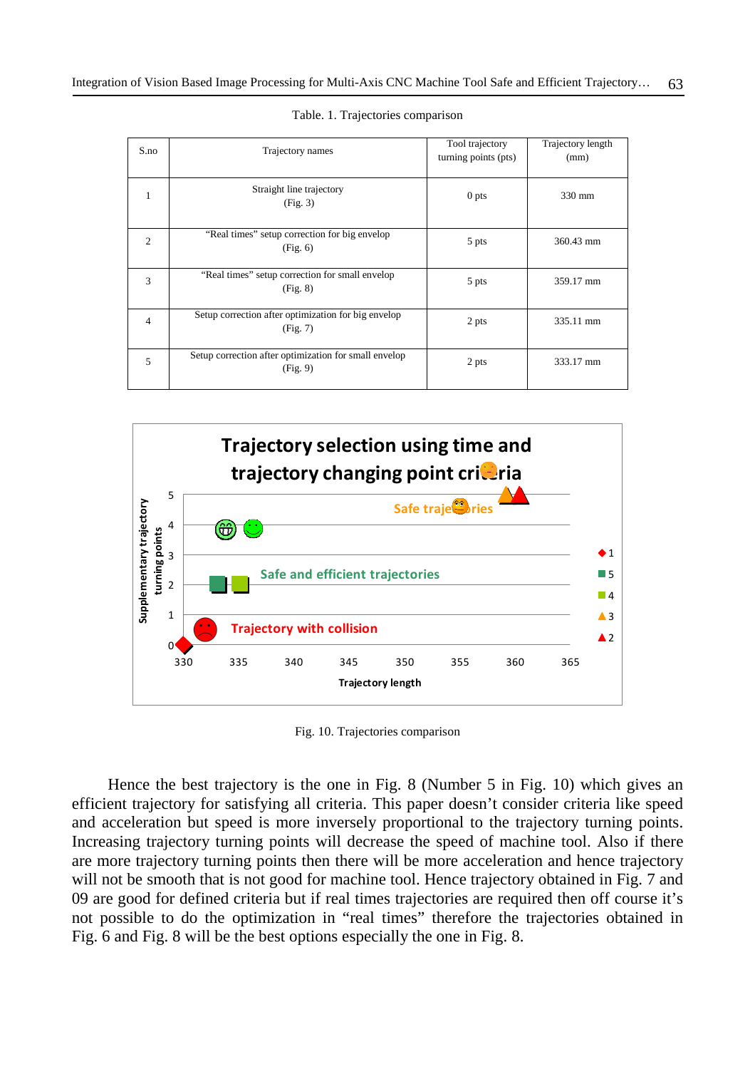Table. 1. Trajectories comparison

| S.no | Trajectory names | Tool trajectory turning points (pts) | Trajectory length (mm) |
|---|---|---|---|
| 1 | Straight line trajectory (Fig. 3) | 0 pts | 330 mm |
| 2 | "Real times" setup correction for big envelop (Fig. 6) | 5 pts | 360.43 mm |
| 3 | "Real times" setup correction for small envelop (Fig. 8) | 5 pts | 359.17 mm |
| 4 | Setup correction after optimization for big envelop (Fig. 7) | 2 pts | 335.11 mm |
| 5 | Setup correction after optimization for small envelop (Fig. 9) | 2 pts | 333.17 mm |

Fig. 10. Trajectories comparison

Hence the best trajectory is the one in Fig. 8 (Number 5 in Fig. 10) which gives an efficient trajectory for satisfying all criteria. This paper doesn't consider criteria like speed and acceleration but speed is more inversely proportional to the trajectory turning points. Increasing trajectory turning points will decrease the speed of machine tool. Also if there are more trajectory turning points then there will be acceleration and hence trajectory will not be smooth that is not good for machine tool. Hence trajectory obtained in Fig. 7 and 09 are good for defined criteria but if real times trajectories are required then off course it's not possible to do the optimization in "real times" therefore the trajectories obtained in Fig. 6 and Fig. 8 will be the best options especially the one in Fig. 8.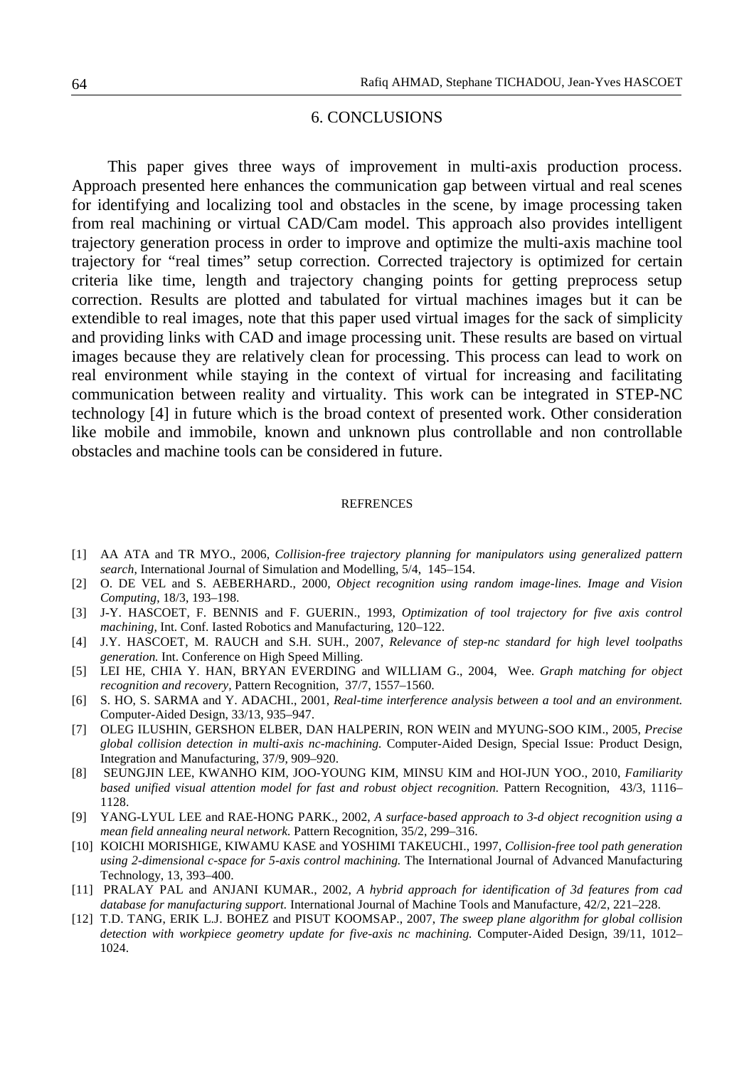## 6. CONCLUSIONS

This paper gives three ways of improvement in multi-axis production process. Approach presented here enhances the communication gap between virtual and real scenes for identifying and localizing tool and obstacles in the scene, by image processing taken from real machining or virtual CAD/Cam model. This approach also provides intelligent trajectory generation process in order to improve and optimize the multi-axis machine tool trajectory for "real times" setup correction. Corrected trajectory is optimized for certain criteria like time, length and trajectory changing points for getting preprocess setup correction. Results are plotted and tabulated for virtual machines images but it can be extendible to real images, note that this paper used virtual images for the sack of simplicity and providing links with CAD and image processing unit. These results are based on virtual images because they are relatively clean for processing. This process can lead to work on real environment while staying in the context of virtual for increasing and facilitating communication between reality and virtuality. This work can be integrated in STEP-NC technology [4] in future which is the broad context of presented work. Other consideration like mobile and immobile, known and unknown plus controllable and non controllable obstacles and machine tools can be considered in future.

## REFRENCES

[1] AA ATA and TR MYO., 2006, *Collision-free trajectory planning for manipulators using generalized pattern search*, International Journal of Simulation and Modelling, 5/4, 145–154.

[2] O. DE VEL and S. AEBERHARD., 2000, *Object recognition using random image-lines. Image and Vision Computing*, 18/3, 193–198.

[3] J-Y. HASCOET, F. BENNIS and F. GUERIN., 1993, *Optimization of tool trajectory for five axis control machining*, Int. Conf. Iasted Robotics and Manufacturing, 120–122.

[4] J.Y. HASCOET, M. RAUCH and S.H. SUH., 2007, *Relevance of step-nc standard for high level toolpaths generation.* Int. Conference on High Speed Milling.

[5] LEI HE, CHIA Y. HAN, BRYAN EVERDING and WILLIAM G., 2004, Wee. *Graph matching for object recognition and recovery*, Pattern Recognition, 37/7, 1557–1560.

[6] S. HO, S. SARMA and Y. ADACHI., 2001, *Real-time interference analysis between a tool and an environment.* Computer-Aided Design, 33/13, 935–947.

[7] OLEG ILUSHIN, GERSHON ELBER, DAN HALPERIN, RON WEIN and MYUNG-SOO KIM., 2005, *Precise global collision detection in multi-axis nc-machining.* Computer-Aided Design, Special Issue: Product Design, Integration and Manufacturing, 37/9, 909–920.

[8] SEUNGJIN LEE, KWANHO KIM, JOO-YOUNG KIM, MINSU KIM and HOI-JUN YOO., 2010, *Familiarity based unified visual attention model for fast and robust object recognition.* Pattern Recognition, 43/3, 1116–1128.

[9] YANG-LYUL LEE and RAE-HONG PARK., 2002, *A surface-based approach to 3-d object recognition using a mean field annealing neural network.* Pattern Recognition, 35/2, 299–316.

[10] KOICHI MORISHIGE, KIWAMU KASE and YOSHIMI TAKEUCHI., 1997, *Collision-free tool path generation using 2-dimensional c-space for 5-axis control machining.* The International Journal of Advanced Manufacturing Technology, 13, 393–400.

[11] PRALAY PAL and ANJANI KUMAR., 2002, *A hybrid approach for identification of 3d features from cad database for manufacturing support.* International Journal of Machine Tools and Manufacture, 42/2, 221–228.

[12] T.D. TANG, ERIK L.J. BOHEZ and PISUT KOOMSAP., 2007, *The sweep plane algorithm for global collision detection with workpiece geometry update for five-axis nc machining.* Computer-Aided Design, 39/11, 1012–1024.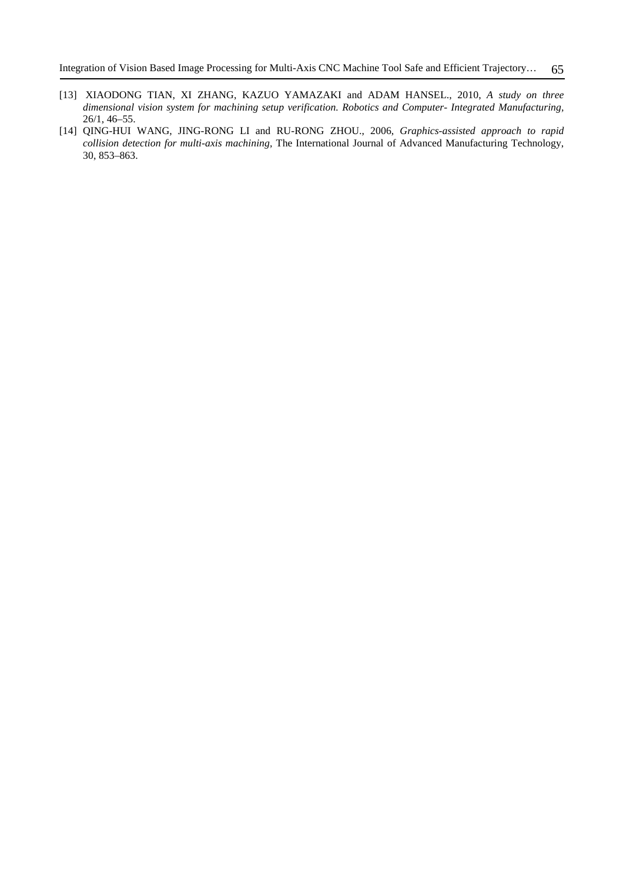[13] XIAODONG TIAN, XI ZHANG, KAZUO YAMAZAKI and ADAM HANSEL., 2010, *A study on three dimensional vision system for machining setup verification. Robotics and Computer- Integrated Manufacturing*, 26/1, 46–55.

[14] QING-HUI WANG, JING-RONG LI and RU-RONG ZHOU., 2006, *Graphics-assisted approach to rapid collision detection for multi-axis machining*, The International Journal of Advanced Manufacturing Technology, 30, 853–863.